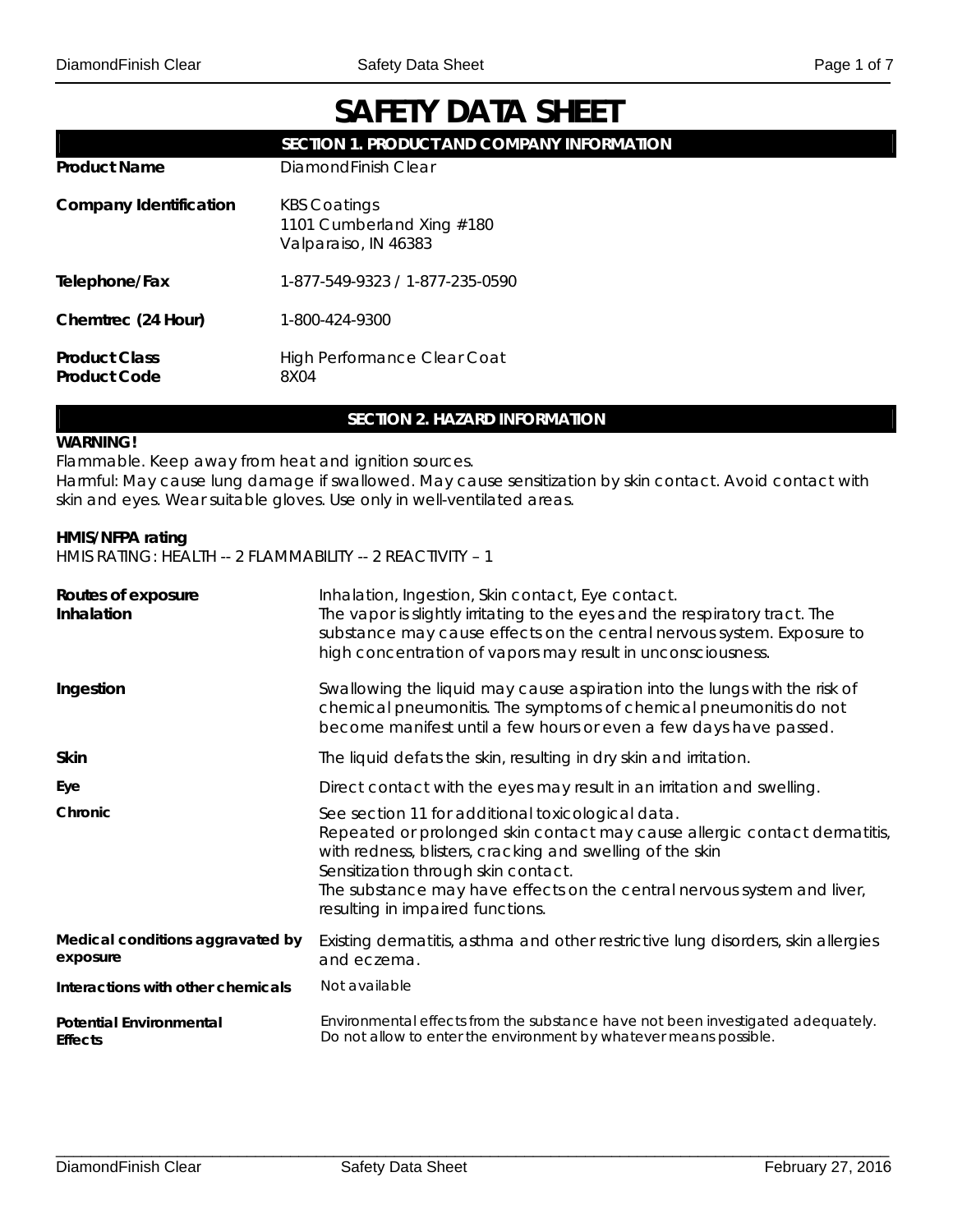# SAFETY DATA SHEET

## SECTION 1. PRODUCT AND COMPANY INFORMATION

| | |
|---|---|
| **Product Name** | DiamondFinish Clear |
| **Company Identification** | KBS Coatings<br>1101 Cumberland Xing #180<br>Valparaiso, IN 46383 |
| **Telephone/Fax** | 1-877-549-9323 / 1-877-235-0590 |
| **Chemtrec (24 Hour)** | 1-800-424-9300 |
| **Product Class** | High Performance Clear Coat |
| **Product Code** | 8X04 |

## SECTION 2. HAZARD INFORMATION

**WARNING!**

Flammable. Keep away from heat and ignition sources.
Harmful: May cause lung damage if swallowed. May cause sensitization by skin contact. Avoid contact with skin and eyes. Wear suitable gloves. Use only in well-ventilated areas.

**HMIS/NFPA rating**

HMIS RATING: HEALTH -- 2 FLAMMABILITY -- 2 REACTIVITY – 1

| | |
|---|---|
| **Routes of exposure** | Inhalation, Ingestion, Skin contact, Eye contact. |
| **Inhalation** | The vapor is slightly irritating to the eyes and the respiratory tract. The substance may cause effects on the central nervous system. Exposure to high concentration of vapors may result in unconsciousness. |
| **Ingestion** | Swallowing the liquid may cause aspiration into the lungs with the risk of chemical pneumonitis. The symptoms of chemical pneumonitis do not become manifest until a few hours or even a few days have passed. |
| **Skin** | The liquid defats the skin, resulting in dry skin and irritation. |
| **Eye** | Direct contact with the eyes may result in an irritation and swelling. |
| **Chronic** | See section 11 for additional toxicological data.<br>Repeated or prolonged skin contact may cause allergic contact dermatitis, with redness, blisters, cracking and swelling of the skin<br>Sensitization through skin contact.<br>The substance may have effects on the central nervous system and liver, resulting in impaired functions. |
| **Medical conditions aggravated by exposure** | Existing dermatitis, asthma and other restrictive lung disorders, skin allergies and eczema. |
| **Interactions with other chemicals** | Not available |
| **Potential Environmental Effects** | Environmental effects from the substance have not been investigated adequately. Do not allow to enter the environment by whatever means possible. |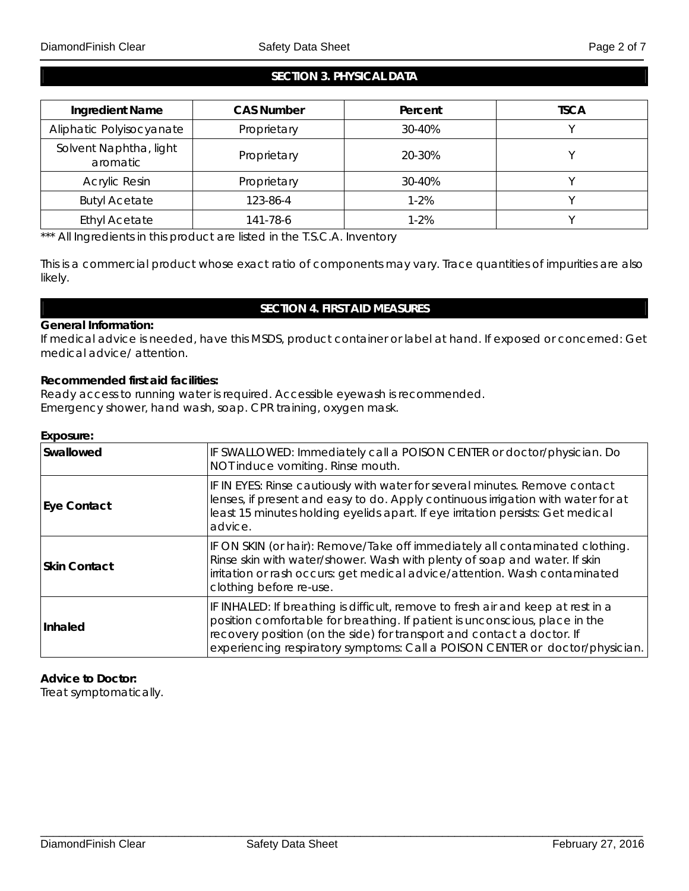## SECTION 3. PHYSICAL DATA

| Ingredient Name | CAS Number | Percent | TSCA |
|---|---|---|---|
| Aliphatic Polyisocyanate | Proprietary | 30-40% | Y |
| Solvent Naphtha, light aromatic | Proprietary | 20-30% | Y |
| Acrylic Resin | Proprietary | 30-40% | Y |
| Butyl Acetate | 123-86-4 | 1-2% | Y |
| Ethyl Acetate | 141-78-6 | 1-2% | Y |

*** All Ingredients in this product are listed in the T.S.C.A. Inventory

This is a commercial product whose exact ratio of components may vary. Trace quantities of impurities are also likely.

## SECTION 4. FIRST AID MEASURES

**General Information:**
If medical advice is needed, have this MSDS, product container or label at hand. If exposed or concerned: Get medical advice/ attention.

**Recommended first aid facilities:**
Ready access to running water is required. Accessible eyewash is recommended.
Emergency shower, hand wash, soap. CPR training, oxygen mask.

**Exposure:**

| | |
|---|---|
| **Swallowed** | IF SWALLOWED: Immediately call a POISON CENTER or doctor/physician. Do NOT induce vomiting. Rinse mouth. |
| **Eye Contact** | IF IN EYES: Rinse cautiously with water for several minutes. Remove contact lenses, if present and easy to do. Apply continuous irrigation with water for at least 15 minutes holding eyelids apart. If eye irritation persists: Get medical advice. |
| **Skin Contact** | IF ON SKIN (or hair): Remove/Take off immediately all contaminated clothing. Rinse skin with water/shower. Wash with plenty of soap and water. If skin irritation or rash occurs: get medical advice/attention. Wash contaminated clothing before re-use. |
| **Inhaled** | IF INHALED: If breathing is difficult, remove to fresh air and keep at rest in a position comfortable for breathing. If patient is unconscious, place in the recovery position (on the side) for transport and contact a doctor. If experiencing respiratory symptoms: Call a POISON CENTER or doctor/physician. |

**Advice to Doctor:**
Treat symptomatically.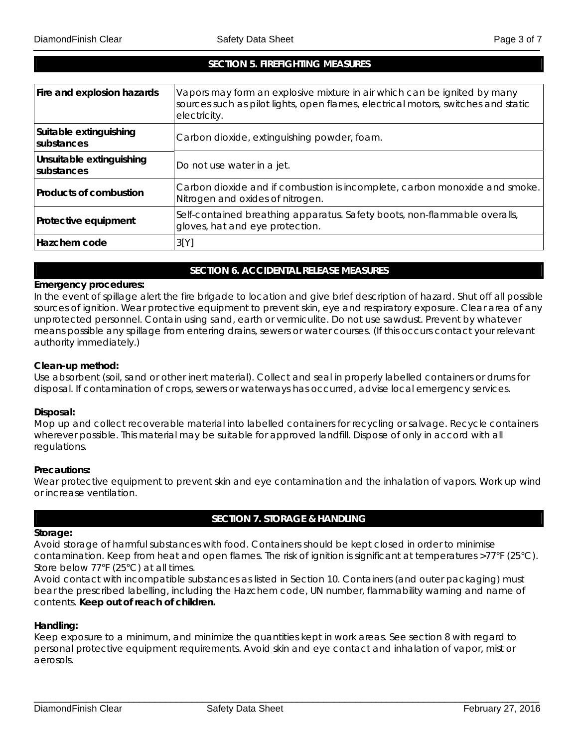## SECTION 5. FIREFIGHTING MEASURES

| | |
|---|---|
| **Fire and explosion hazards** | Vapors may form an explosive mixture in air which can be ignited by many sources such as pilot lights, open flames, electrical motors, switches and static electricity. |
| **Suitable extinguishing substances** | Carbon dioxide, extinguishing powder, foam. |
| **Unsuitable extinguishing substances** | Do not use water in a jet. |
| **Products of combustion** | Carbon dioxide and if combustion is incomplete, carbon monoxide and smoke. Nitrogen and oxides of nitrogen. |
| **Protective equipment** | Self-contained breathing apparatus. Safety boots, non-flammable overalls, gloves, hat and eye protection. |
| **Hazchem code** | 3[Y] |

## SECTION 6. ACCIDENTAL RELEASE MEASURES

**Emergency procedures:**
In the event of spillage alert the fire brigade to location and give brief description of hazard. Shut off all possible sources of ignition. Wear protective equipment to prevent skin, eye and respiratory exposure. Clear area of any unprotected personnel. Contain using sand, earth or vermiculite. Do not use sawdust. Prevent by whatever means possible any spillage from entering drains, sewers or water courses. (If this occurs contact your relevant authority immediately.)

**Clean-up method:**
Use absorbent (soil, sand or other inert material). Collect and seal in properly labelled containers or drums for disposal. If contamination of crops, sewers or waterways has occurred, advise local emergency services.

**Disposal:**
Mop up and collect recoverable material into labelled containers for recycling or salvage. Recycle containers wherever possible. This material may be suitable for approved landfill. Dispose of only in accord with all regulations.

**Precautions:**
Wear protective equipment to prevent skin and eye contamination and the inhalation of vapors. Work up wind or increase ventilation.

## SECTION 7. STORAGE & HANDLING

**Storage:**
Avoid storage of harmful substances with food. Containers should be kept closed in order to minimise contamination. Keep from heat and open flames. The risk of ignition is significant at temperatures >77°F (25°C). Store below 77°F (25°C) at all times.
Avoid contact with incompatible substances as listed in Section 10. Containers (and outer packaging) must bear the prescribed labelling, including the Hazchem code, UN number, flammability warning and name of contents. **Keep out of reach of children.**

**Handling:**
Keep exposure to a minimum, and minimize the quantities kept in work areas. See section 8 with regard to personal protective equipment requirements. Avoid skin and eye contact and inhalation of vapor, mist or aerosols.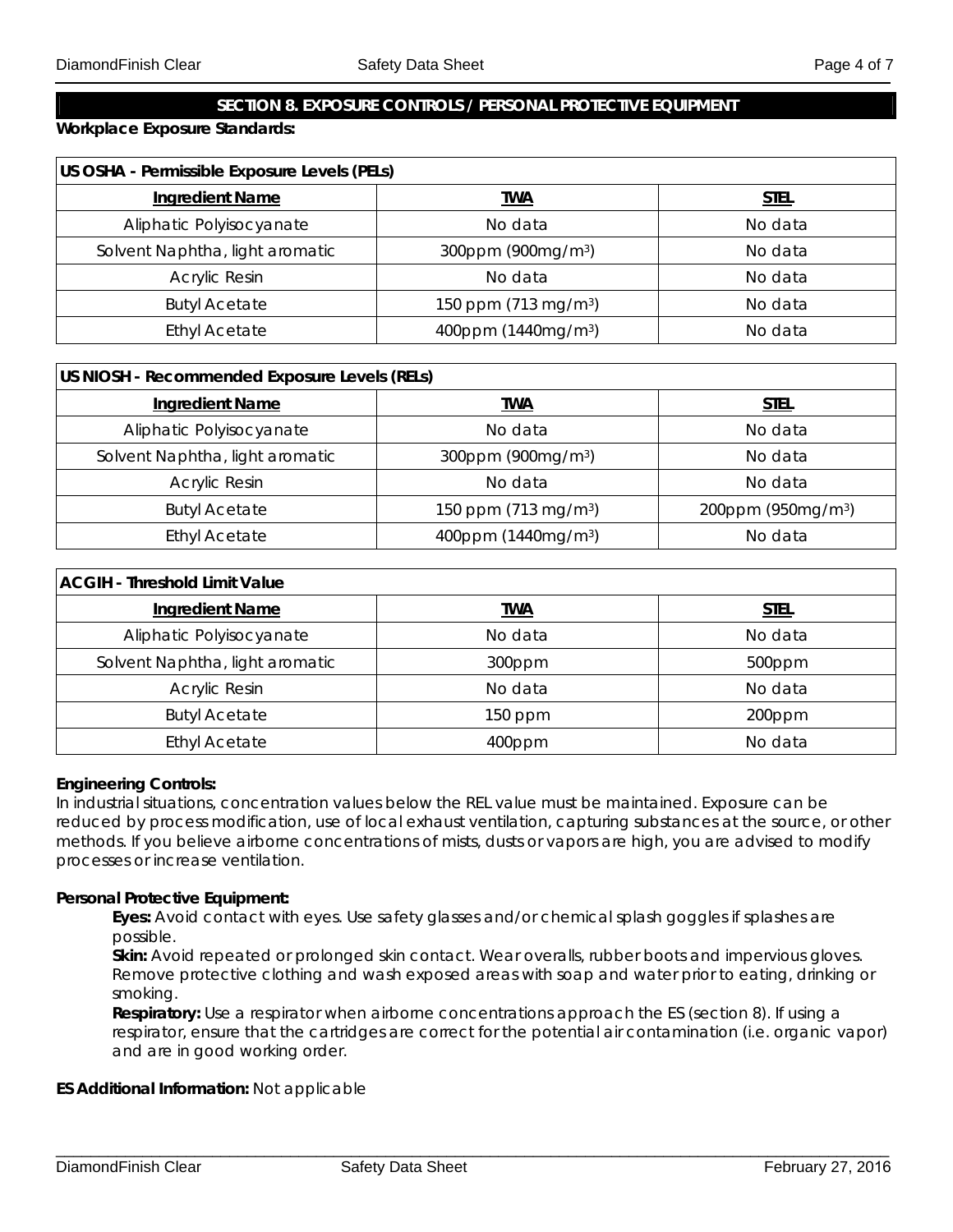## SECTION 8. EXPOSURE CONTROLS / PERSONAL PROTECTIVE EQUIPMENT

**Workplace Exposure Standards:**

| US OSHA - Permissible Exposure Levels (PELs) | | |
|---|---|---|
| **Ingredient Name** | **TWA** | **STEL** |
| Aliphatic Polyisocyanate | No data | No data |
| Solvent Naphtha, light aromatic | 300ppm (900mg/m$^3$) | No data |
| Acrylic Resin | No data | No data |
| Butyl Acetate | 150 ppm (713 mg/m$^3$) | No data |
| Ethyl Acetate | 400ppm (1440mg/m$^3$) | No data |

| US NIOSH - Recommended Exposure Levels (RELs) | | |
|---|---|---|
| **Ingredient Name** | **TWA** | **STEL** |
| Aliphatic Polyisocyanate | No data | No data |
| Solvent Naphtha, light aromatic | 300ppm (900mg/m$^3$) | No data |
| Acrylic Resin | No data | No data |
| Butyl Acetate | 150 ppm (713 mg/m$^3$) | 200ppm (950mg/m$^3$) |
| Ethyl Acetate | 400ppm (1440mg/m$^3$) | No data |

| ACGIH - Threshold Limit Value | | |
|---|---|---|
| **Ingredient Name** | **TWA** | **STEL** |
| Aliphatic Polyisocyanate | No data | No data |
| Solvent Naphtha, light aromatic | 300ppm | 500ppm |
| Acrylic Resin | No data | No data |
| Butyl Acetate | 150 ppm | 200ppm |
| Ethyl Acetate | 400ppm | No data |

**Engineering Controls:**
In industrial situations, concentration values below the REL value must be maintained. Exposure can be reduced by process modification, use of local exhaust ventilation, capturing substances at the source, or other methods. If you believe airborne concentrations of mists, dusts or vapors are high, you are advised to modify processes or increase ventilation.

**Personal Protective Equipment:**

**Eyes:** Avoid contact with eyes. Use safety glasses and/or chemical splash goggles if splashes are possible.

**Skin:** Avoid repeated or prolonged skin contact. Wear overalls, rubber boots and impervious gloves. Remove protective clothing and wash exposed areas with soap and water prior to eating, drinking or smoking.

**Respiratory:** Use a respirator when airborne concentrations approach the ES (section 8). If using a respirator, ensure that the cartridges are correct for the potential air contamination (i.e. organic vapor) and are in good working order.

**ES Additional Information:** Not applicable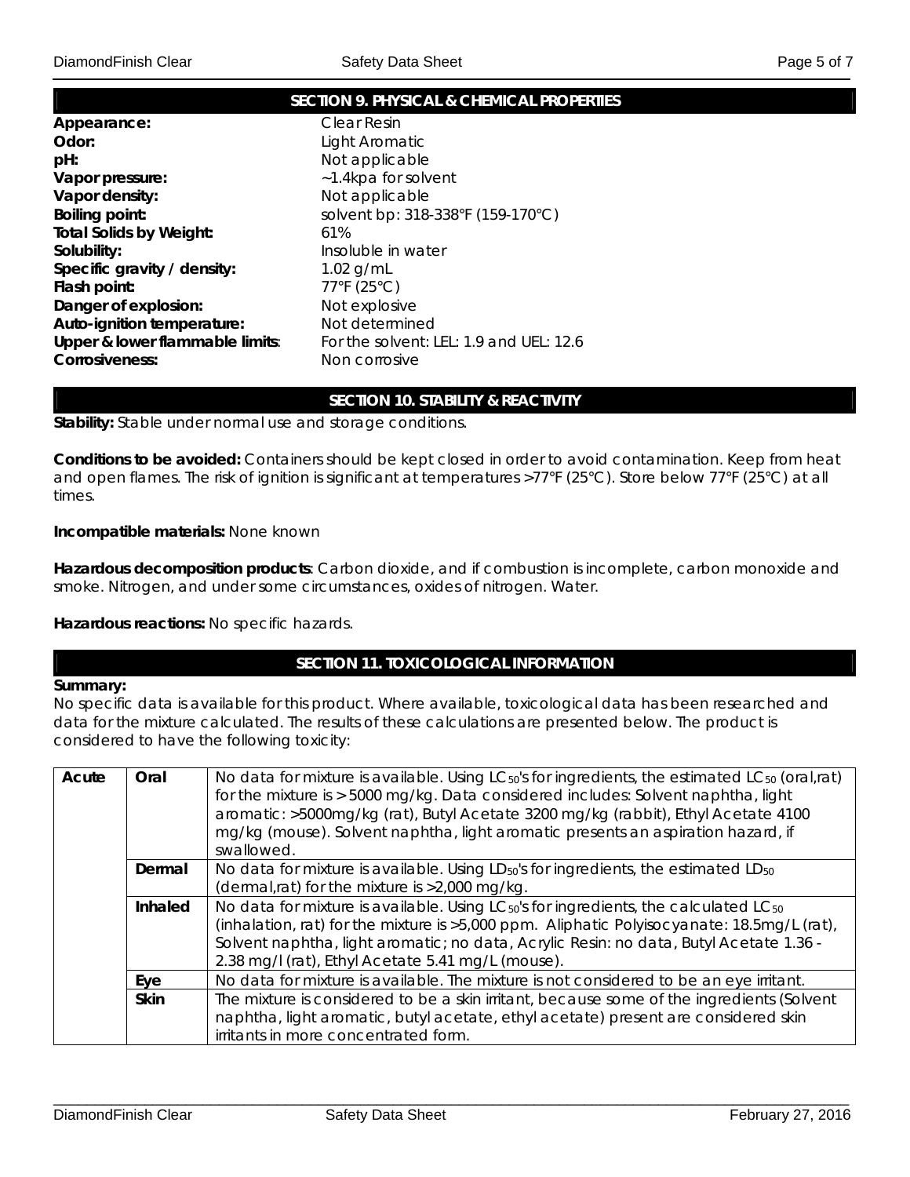## SECTION 9. PHYSICAL & CHEMICAL PROPERTIES

**Appearance:** Clear Resin
**Odor:** Light Aromatic
**pH:** Not applicable
**Vapor pressure:** ~1.4kpa for solvent
**Vapor density:** Not applicable
**Boiling point:** solvent bp: 318-338°F (159-170°C)
**Total Solids by Weight:** 61%
**Solubility:** Insoluble in water
**Specific gravity / density:** 1.02 g/mL
**Flash point:** 77°F (25°C)
**Danger of explosion:** Not explosive
**Auto-ignition temperature:** Not determined
**Upper & lower flammable limits**: For the solvent: LEL: 1.9 and UEL: 12.6
**Corrosiveness:** Non corrosive

## SECTION 10. STABILITY & REACTIVITY

**Stability:** Stable under normal use and storage conditions.

**Conditions to be avoided:** Containers should be kept closed in order to avoid contamination. Keep from heat and open flames. The risk of ignition is significant at temperatures >77°F (25°C). Store below 77°F (25°C) at all times.

**Incompatible materials:** None known

**Hazardous decomposition products**: Carbon dioxide, and if combustion is incomplete, carbon monoxide and smoke. Nitrogen, and under some circumstances, oxides of nitrogen. Water.

**Hazardous reactions:** No specific hazards.

## SECTION 11. TOXICOLOGICAL INFORMATION

**Summary:**
No specific data is available for this product. Where available, toxicological data has been researched and data for the mixture calculated. The results of these calculations are presented below. The product is considered to have the following toxicity:

| | | |
|---|---|---|
| **Acute** | **Oral** | No data for mixture is available. Using $LC_{50}$'s for ingredients, the estimated $LC_{50}$ (oral,rat) for the mixture is > 5000 mg/kg. Data considered includes: Solvent naphtha, light aromatic: >5000mg/kg (rat), Butyl Acetate 3200 mg/kg (rabbit), Ethyl Acetate 4100 mg/kg (mouse). Solvent naphtha, light aromatic presents an aspiration hazard, if swallowed. |
| | **Dermal** | No data for mixture is available. Using $LD_{50}$'s for ingredients, the estimated $LD_{50}$ (dermal,rat) for the mixture is >2,000 mg/kg. |
| | **Inhaled** | No data for mixture is available. Using $LC_{50}$'s for ingredients, the calculated $LC_{50}$ (inhalation, rat) for the mixture is >5,000 ppm. Aliphatic Polyisocyanate: 18.5mg/L (rat), Solvent naphtha, light aromatic; no data, Acrylic Resin: no data, Butyl Acetate 1.36 - 2.38 mg/l (rat), Ethyl Acetate 5.41 mg/L (mouse). |
| | **Eye** | No data for mixture is available. The mixture is not considered to be an eye irritant. |
| | **Skin** | The mixture is considered to be a skin irritant, because some of the ingredients (Solvent naphtha, light aromatic, butyl acetate, ethyl acetate) present are considered skin irritants in more concentrated form. |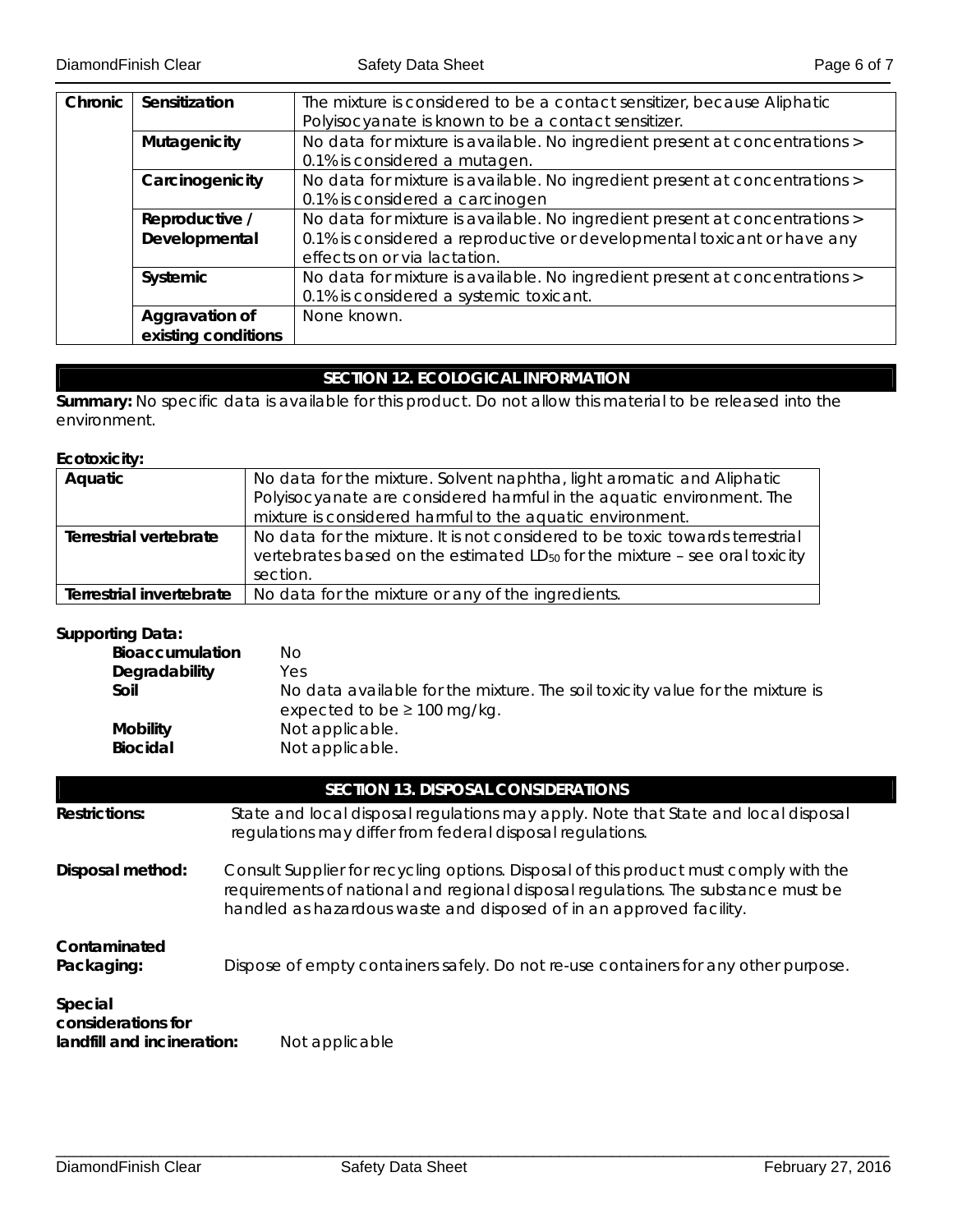| Chronic | Sensitization | The mixture is considered to be a contact sensitizer, because Aliphatic Polyisocyanate is known to be a contact sensitizer. |
|---|---|---|
| | Mutagenicity | No data for mixture is available. No ingredient present at concentrations > 0.1% is considered a mutagen. |
| | Carcinogenicity | No data for mixture is available. No ingredient present at concentrations > 0.1% is considered a carcinogen |
| | Reproductive / Developmental | No data for mixture is available. No ingredient present at concentrations > 0.1% is considered a reproductive or developmental toxicant or have any effects on or via lactation. |
| | Systemic | No data for mixture is available. No ingredient present at concentrations > 0.1% is considered a systemic toxicant. |
| | Aggravation of existing conditions | None known. |

## SECTION 12. ECOLOGICAL INFORMATION

**Summary:** No specific data is available for this product. Do not allow this material to be released into the environment.

**Ecotoxicity:**

| Aquatic | No data for the mixture. Solvent naphtha, light aromatic and Aliphatic Polyisocyanate are considered harmful in the aquatic environment. The mixture is considered harmful to the aquatic environment. |
|---|---|
| Terrestrial vertebrate | No data for the mixture. It is not considered to be toxic towards terrestrial vertebrates based on the estimated $LD_{50}$ for the mixture – see oral toxicity section. |
| Terrestrial invertebrate | No data for the mixture or any of the ingredients. |

**Supporting Data:**

- **Bioaccumulation** No
- **Degradability** Yes
- **Soil** No data available for the mixture. The soil toxicity value for the mixture is expected to be ≥ 100 mg/kg.
- **Mobility** Not applicable.
- **Biocidal** Not applicable.

## SECTION 13. DISPOSAL CONSIDERATIONS

**Restrictions:** State and local disposal regulations may apply. Note that State and local disposal regulations may differ from federal disposal regulations.

**Disposal method:** Consult Supplier for recycling options. Disposal of this product must comply with the requirements of national and regional disposal regulations. The substance must be handled as hazardous waste and disposed of in an approved facility.

**Contaminated Packaging:** Dispose of empty containers safely. Do not re-use containers for any other purpose.

**Special considerations for landfill and incineration:** Not applicable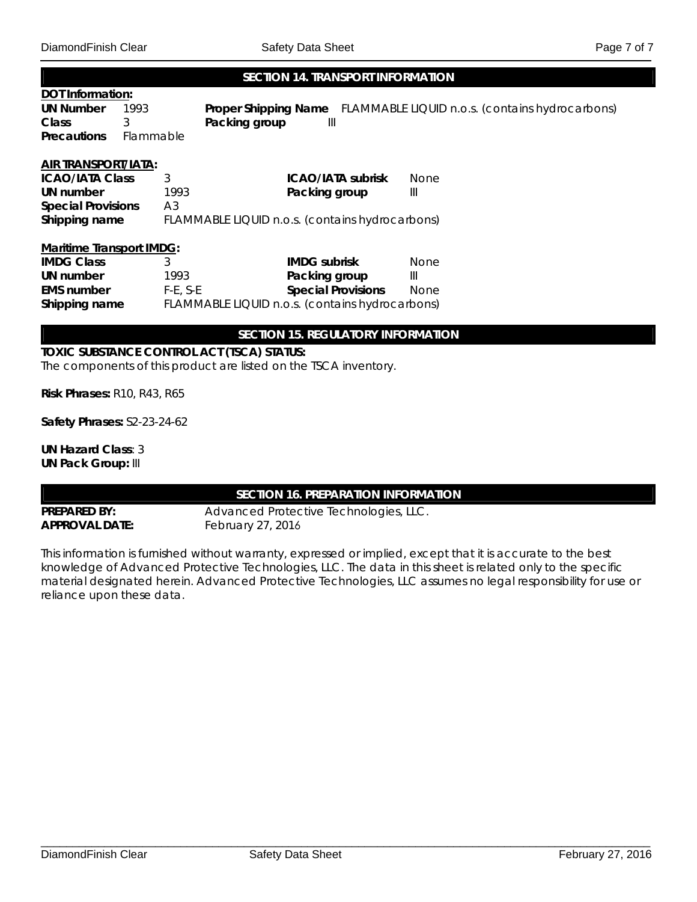## SECTION 14. TRANSPORT INFORMATION

**DOT Information:**

| | | | |
|---|---|---|---|
| **UN Number** | 1993 | **Proper Shipping Name** | FLAMMABLE LIQUID n.o.s. (contains hydrocarbons) |
| **Class** | 3 | **Packing group** | III |
| **Precautions** | Flammable | | |

**AIR TRANSPORT/IATA:**

| | | | |
|---|---|---|---|
| **ICAO/IATA Class** | 3 | **ICAO/IATA subrisk** | None |
| **UN number** | 1993 | **Packing group** | III |
| **Special Provisions** | A3 | | |
| **Shipping name** | FLAMMABLE LIQUID n.o.s. (contains hydrocarbons) | | |

**Maritime Transport IMDG:**

| | | | |
|---|---|---|---|
| **IMDG Class** | 3 | **IMDG subrisk** | None |
| **UN number** | 1993 | **Packing group** | III |
| **EMS number** | F-E, S-E | **Special Provisions** | None |
| **Shipping name** | FLAMMABLE LIQUID n.o.s. (contains hydrocarbons) | | |

## SECTION 15. REGULATORY INFORMATION

**TOXIC SUBSTANCE CONTROL ACT (TSCA) STATUS:**
The components of this product are listed on the TSCA inventory.

**Risk Phrases:** R10, R43, R65

**Safety Phrases:** S2-23-24-62

**UN Hazard Class**: 3
**UN Pack Group:** III

## SECTION 16. PREPARATION INFORMATION

**PREPARED BY:** Advanced Protective Technologies, LLC.
**APPROVAL DATE:** February 27, 2016

This information is furnished without warranty, expressed or implied, except that it is accurate to the best knowledge of Advanced Protective Technologies, LLC. The data in this sheet is related only to the specific material designated herein. Advanced Protective Technologies, LLC assumes no legal responsibility for use or reliance upon these data.